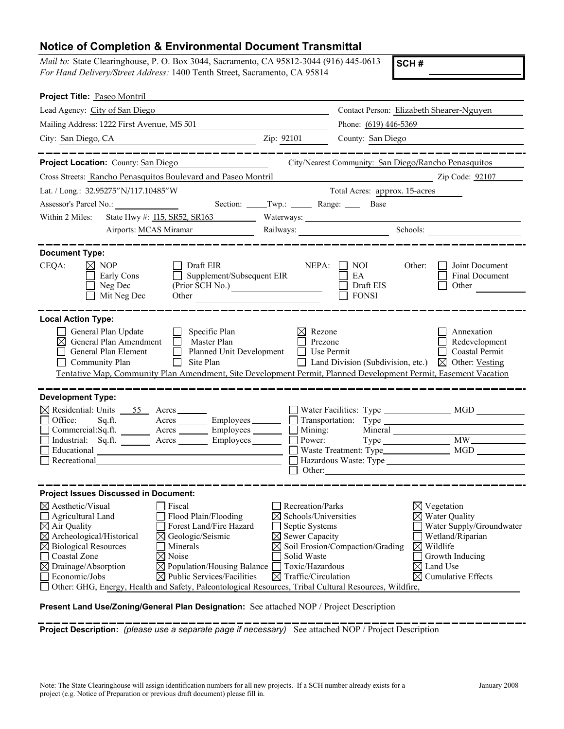# Notice of Completion & Environmental Document Transmittal

*Mail to:* State Clearinghouse, P. O. Box 3044, Sacramento, CA 95812-3044 (916) 445-0613
*For Hand Delivery/Street Address:* 1400 Tenth Street, Sacramento, CA 95814

**SCH #** ____________

**Project Title:** Paseo Montril

Lead Agency: City of San Diego
Contact Person: Elizabeth Shearer-Nguyen
Mailing Address: 1222 First Avenue, MS 501
Phone: (619) 446-5369
City: San Diego, CA
Zip: 92101
County: San Diego

---

**Project Location:** County: San Diego
City/Nearest Community: San Diego/Rancho Penasquitos
Cross Streets: Rancho Penasquitos Boulevard and Paseo Montril
Zip Code: 92107
Lat. / Long.: 32.95275"N/117.10485"W
Total Acres: approx. 15-acres
Assessor's Parcel No.: ______ Section: ____ Twp.: ____ Range: ____ Base
Within 2 Miles: State Hwy #: I15, SR52, SR163 Waterways: ______
Airports: MCAS Miramar Railways: ______ Schools: ______

---

**Document Type:**

CEQA:
- ☒ NOP
- ☐ Early Cons
- ☐ Neg Dec
- ☐ Mit Neg Dec
- ☐ Draft EIR
- ☐ Supplement/Subsequent EIR (Prior SCH No.) ______
- Other ______

NEPA:
- ☐ NOI
- ☐ EA
- ☐ Draft EIS
- ☐ FONSI

Other:
- ☐ Joint Document
- ☐ Final Document
- ☐ Other ______

---

**Local Action Type:**

- ☐ General Plan Update
- ☒ General Plan Amendment
- ☐ General Plan Element
- ☐ Community Plan
- ☐ Specific Plan
- ☐ Master Plan
- ☐ Planned Unit Development
- ☐ Site Plan
- ☒ Rezone
- ☐ Prezone
- ☐ Use Permit
- ☐ Land Division (Subdivision, etc.)
- ☐ Annexation
- ☐ Redevelopment
- ☐ Coastal Permit
- ☒ Other: Vesting Tentative Map, Community Plan Amendment, Site Development Permit, Planned Development Permit, Easement Vacation

---

**Development Type:**

- ☒ Residential: Units 55 Acres ______
- ☐ Office: Sq.ft. ______ Acres ______ Employees ______
- ☐ Commercial: Sq.ft. ______ Acres ______ Employees ______
- ☐ Industrial: Sq.ft. ______ Acres ______ Employees ______
- ☐ Educational ______
- ☐ Recreational ______
- ☐ Water Facilities: Type ______ MGD ______
- ☐ Transportation: Type ______
- ☐ Mining: Mineral ______
- ☐ Power: Type ______ MW ______
- ☐ Waste Treatment: Type ______ MGD ______
- ☐ Hazardous Waste: Type ______
- ☐ Other: ______

---

**Project Issues Discussed in Document:**

- ☒ Aesthetic/Visual
- ☐ Agricultural Land
- ☒ Air Quality
- ☒ Archeological/Historical
- ☒ Biological Resources
- ☐ Coastal Zone
- ☒ Drainage/Absorption
- ☐ Economic/Jobs
- ☐ Fiscal
- ☐ Flood Plain/Flooding
- ☐ Forest Land/Fire Hazard
- ☒ Geologic/Seismic
- ☐ Minerals
- ☒ Noise
- ☒ Population/Housing Balance
- ☒ Public Services/Facilities
- ☐ Recreation/Parks
- ☒ Schools/Universities
- ☐ Septic Systems
- ☒ Sewer Capacity
- ☒ Soil Erosion/Compaction/Grading
- ☐ Solid Waste
- ☐ Toxic/Hazardous
- ☒ Traffic/Circulation
- ☒ Vegetation
- ☒ Water Quality
- ☐ Water Supply/Groundwater
- ☐ Wetland/Riparian
- ☒ Wildlife
- ☐ Growth Inducing
- ☒ Land Use
- ☒ Cumulative Effects
- ☐ Other: GHG, Energy, Health and Safety, Paleontological Resources, Tribal Cultural Resources, Wildfire,

---

**Present Land Use/Zoning/General Plan Designation:** See attached NOP / Project Description

---

**Project Description:** *(please use a separate page if necessary)* See attached NOP / Project Description

Note: The State Clearinghouse will assign identification numbers for all new projects. If a SCH number already exists for a project (e.g. Notice of Preparation or previous draft document) please fill in.

January 2008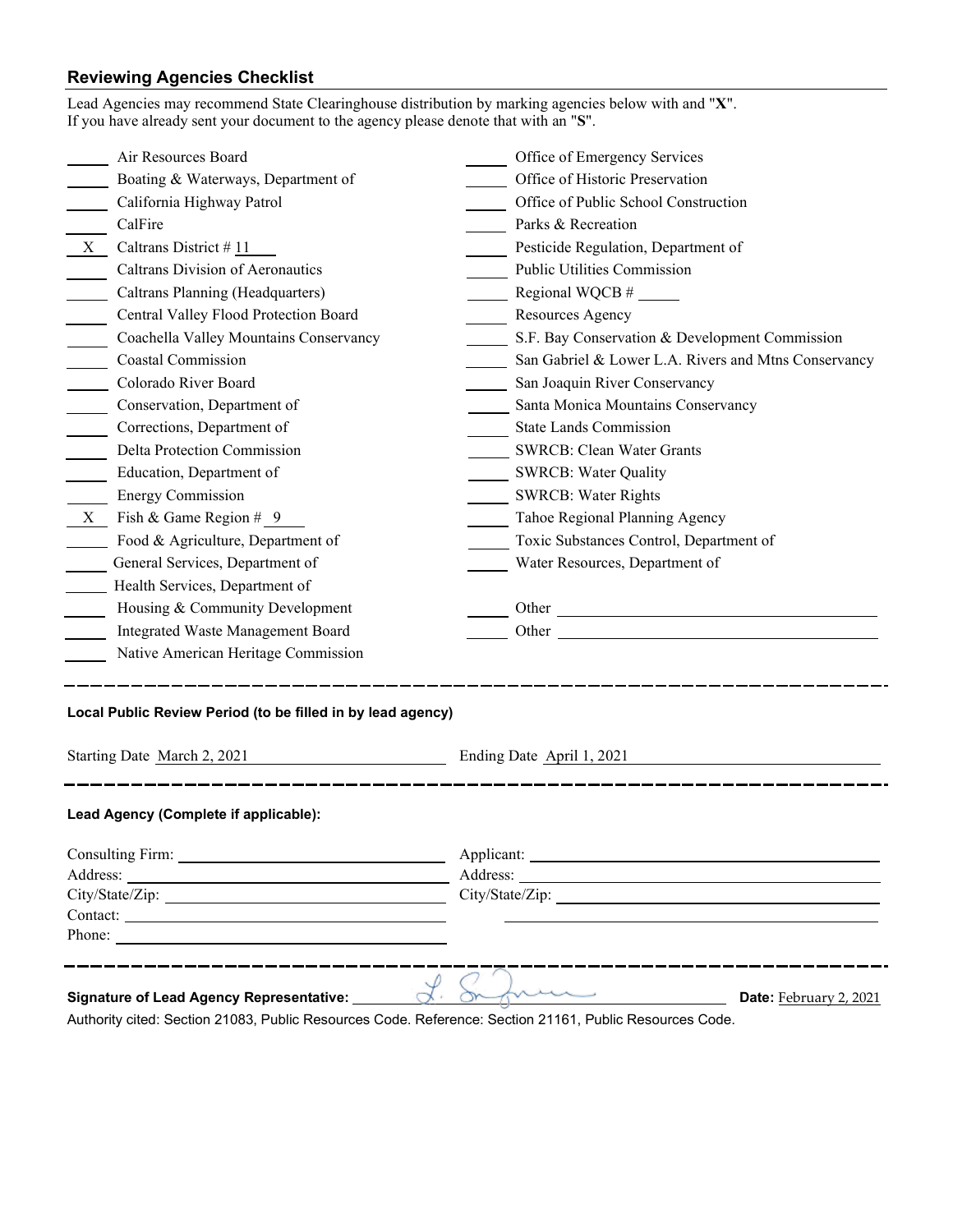## Reviewing Agencies Checklist

Lead Agencies may recommend State Clearinghouse distribution by marking agencies below with and "**X**".
If you have already sent your document to the agency please denote that with an "**S**".

| | | | |
|---|---|---|---|
| | Air Resources Board | | Office of Emergency Services |
| | Boating & Waterways, Department of | | Office of Historic Preservation |
| | California Highway Patrol | | Office of Public School Construction |
| | CalFire | | Parks & Recreation |
| X | Caltrans District # 11 | | Pesticide Regulation, Department of |
| | Caltrans Division of Aeronautics | | Public Utilities Commission |
| | Caltrans Planning (Headquarters) | | Regional WQCB # |
| | Central Valley Flood Protection Board | | Resources Agency |
| | Coachella Valley Mountains Conservancy | | S.F. Bay Conservation & Development Commission |
| | Coastal Commission | | San Gabriel & Lower L.A. Rivers and Mtns Conservancy |
| | Colorado River Board | | San Joaquin River Conservancy |
| | Conservation, Department of | | Santa Monica Mountains Conservancy |
| | Corrections, Department of | | State Lands Commission |
| | Delta Protection Commission | | SWRCB: Clean Water Grants |
| | Education, Department of | | SWRCB: Water Quality |
| | Energy Commission | | SWRCB: Water Rights |
| X | Fish & Game Region # 9 | | Tahoe Regional Planning Agency |
| | Food & Agriculture, Department of | | Toxic Substances Control, Department of |
| | General Services, Department of | | Water Resources, Department of |
| | Health Services, Department of | | |
| | Housing & Community Development | | Other |
| | Integrated Waste Management Board | | Other |
| | Native American Heritage Commission | | |

---

**Local Public Review Period (to be filled in by lead agency)**

Starting Date March 2, 2021 Ending Date April 1, 2021

---

**Lead Agency (Complete if applicable):**

Consulting Firm:
Address:
City/State/Zip:
Contact:
Phone:

Applicant:
Address:
City/State/Zip:

---

**Signature of Lead Agency Representative:** L. S[signature] **Date:** February 2, 2021

Authority cited: Section 21083, Public Resources Code. Reference: Section 21161, Public Resources Code.